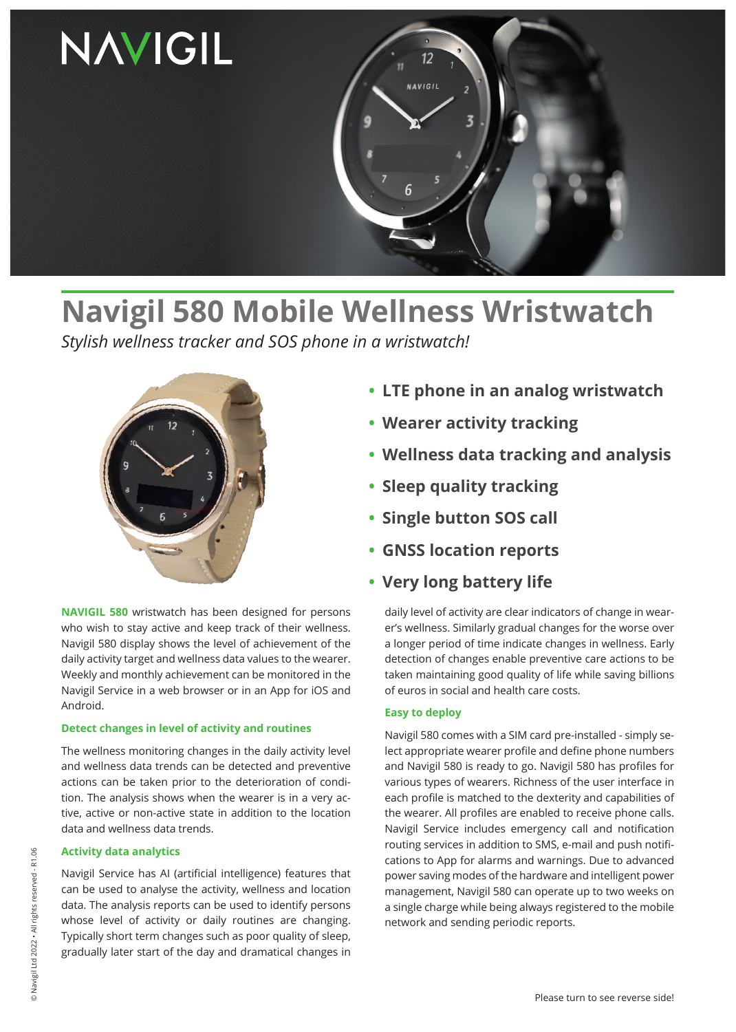# Navigil 580 Mobile Wellness Wristwatch

*Stylish wellness tracker and SOS phone in a wristwatch!*

- **LTE phone in an analog wristwatch**
- **Wearer activity tracking**
- **Wellness data tracking and analysis**
- **Sleep quality tracking**
- **Single button SOS call**
- **GNSS location reports**
- **Very long battery life**

**NAVIGIL 580** wristwatch has been designed for persons who wish to stay active and keep track of their wellness. Navigil 580 display shows the level of achievement of the daily activity target and wellness data values to the wearer. Weekly and monthly achievement can be monitored in the Navigil Service in a web browser or in an App for iOS and Android.

### Detect changes in level of activity and routines

The wellness monitoring changes in the daily activity level and wellness data trends can be detected and preventive actions can be taken prior to the deterioration of condition. The analysis shows when the wearer is in a very active, active or non-active state in addition to the location data and wellness data trends.

### Activity data analytics

Navigil Service has AI (artificial intelligence) features that can be used to analyse the activity, wellness and location data. The analysis reports can be used to identify persons whose level of activity or daily routines are changing. Typically short term changes such as poor quality of sleep, gradually later start of the day and dramatical changes in daily level of activity are clear indicators of change in wearer's wellness. Similarly gradual changes for the worse over a longer period of time indicate changes in wellness. Early detection of changes enable preventive care actions to be taken maintaining good quality of life while saving billions of euros in social and health care costs.

### Easy to deploy

Navigil 580 comes with a SIM card pre-installed - simply select appropriate wearer profile and define phone numbers and Navigil 580 is ready to go. Navigil 580 has profiles for various types of wearers. Richness of the user interface in each profile is matched to the dexterity and capabilities of the wearer. All profiles are enabled to receive phone calls. Navigil Service includes emergency call and notification routing services in addition to SMS, e-mail and push notifications to App for alarms and warnings. Due to advanced power saving modes of the hardware and intelligent power management, Navigil 580 can operate up to two weeks on a single charge while being always registered to the mobile network and sending periodic reports.

Please turn to see reverse side!

© Navigil Ltd 2022 • All rights reserved - R1.06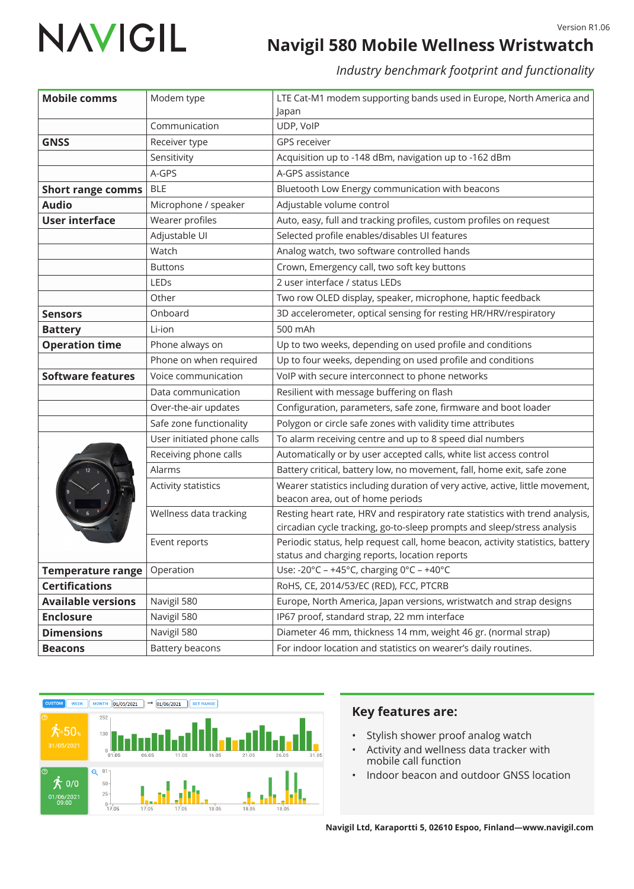# NAVIGIL

Version R1.06

## Navigil 580 Mobile Wellness Wristwatch

*Industry benchmark footprint and functionality*

| | | |
|---|---|---|
| **Mobile comms** | Modem type | LTE Cat-M1 modem supporting bands used in Europe, North America and Japan |
| | Communication | UDP, VoIP |
| **GNSS** | Receiver type | GPS receiver |
| | Sensitivity | Acquisition up to -148 dBm, navigation up to -162 dBm |
| | A-GPS | A-GPS assistance |
| **Short range comms** | BLE | Bluetooth Low Energy communication with beacons |
| **Audio** | Microphone / speaker | Adjustable volume control |
| **User interface** | Wearer profiles | Auto, easy, full and tracking profiles, custom profiles on request |
| | Adjustable UI | Selected profile enables/disables UI features |
| | Watch | Analog watch, two software controlled hands |
| | Buttons | Crown, Emergency call, two soft key buttons |
| | LEDs | 2 user interface / status LEDs |
| | Other | Two row OLED display, speaker, microphone, haptic feedback |
| **Sensors** | Onboard | 3D accelerometer, optical sensing for resting HR/HRV/respiratory |
| **Battery** | Li-ion | 500 mAh |
| **Operation time** | Phone always on | Up to two weeks, depending on used profile and conditions |
| | Phone on when required | Up to four weeks, depending on used profile and conditions |
| **Software features** | Voice communication | VoIP with secure interconnect to phone networks |
| | Data communication | Resilient with message buffering on flash |
| | Over-the-air updates | Configuration, parameters, safe zone, firmware and boot loader |
| | Safe zone functionality | Polygon or circle safe zones with validity time attributes |
| | User initiated phone calls | To alarm receiving centre and up to 8 speed dial numbers |
| | Receiving phone calls | Automatically or by user accepted calls, white list access control |
| | Alarms | Battery critical, battery low, no movement, fall, home exit, safe zone |
| | Activity statistics | Wearer statistics including duration of very active, active, little movement, beacon area, out of home periods |
| | Wellness data tracking | Resting heart rate, HRV and respiratory rate statistics with trend analysis, circadian cycle tracking, go-to-sleep prompts and sleep/stress analysis |
| | Event reports | Periodic status, help request call, home beacon, activity statistics, battery status and charging reports, location reports |
| **Temperature range** | Operation | Use: -20°C – +45°C, charging 0°C – +40°C |
| **Certifications** | | RoHS, CE, 2014/53/EC (RED), FCC, PTCRB |
| **Available versions** | Navigil 580 | Europe, North America, Japan versions, wristwatch and strap designs |
| **Enclosure** | Navigil 580 | IP67 proof, standard strap, 22 mm interface |
| **Dimensions** | Navigil 580 | Diameter 46 mm, thickness 14 mm, weight 46 gr. (normal strap) |
| **Beacons** | Battery beacons | For indoor location and statistics on wearer's daily routines. |

CUSTOM WEEK MONTH 01/05/2021 → 01/06/2021 SET RANGE

50% 31/05/2021

252
130
0
01.05 06.05 11.05 16.05 21.05 26.05 31.05

0/0 01/06/2021 09:00

81
50
25
0
17.05 17.05 17.05 18.05 18.05 18.05

### Key features are:

- Stylish shower proof analog watch
- Activity and wellness data tracker with mobile call function
- Indoor beacon and outdoor GNSS location

**Navigil Ltd, Karaportti 5, 02610 Espoo, Finland—www.navigil.com**